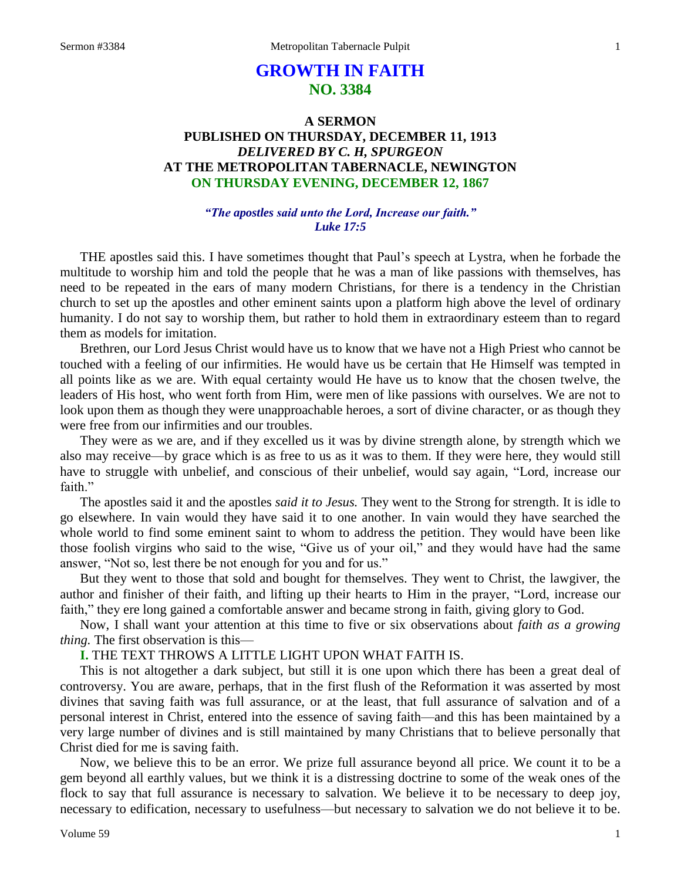# GROWTH IN FAITH
## NO. 3384

### A SERMON
### PUBLISHED ON THURSDAY, DECEMBER 11, 1913
### *DELIVERED BY C. H, SPURGEON*
### AT THE METROPOLITAN TABERNACLE, NEWINGTON
### ON THURSDAY EVENING, DECEMBER 12, 1867

*"The apostles said unto the Lord, Increase our faith."*
*Luke 17:5*

THE apostles said this. I have sometimes thought that Paul's speech at Lystra, when he forbade the multitude to worship him and told the people that he was a man of like passions with themselves, has need to be repeated in the ears of many modern Christians, for there is a tendency in the Christian church to set up the apostles and other eminent saints upon a platform high above the level of ordinary humanity. I do not say to worship them, but rather to hold them in extraordinary esteem than to regard them as models for imitation.

Brethren, our Lord Jesus Christ would have us to know that we have not a High Priest who cannot be touched with a feeling of our infirmities. He would have us be certain that He Himself was tempted in all points like as we are. With equal certainty would He have us to know that the chosen twelve, the leaders of His host, who went forth from Him, were men of like passions with ourselves. We are not to look upon them as though they were unapproachable heroes, a sort of divine character, or as though they were free from our infirmities and our troubles.

They were as we are, and if they excelled us it was by divine strength alone, by strength which we also may receive—by grace which is as free to us as it was to them. If they were here, they would still have to struggle with unbelief, and conscious of their unbelief, would say again, "Lord, increase our faith."

The apostles said it and the apostles *said it to Jesus.* They went to the Strong for strength. It is idle to go elsewhere. In vain would they have said it to one another. In vain would they have searched the whole world to find some eminent saint to whom to address the petition. They would have been like those foolish virgins who said to the wise, "Give us of your oil," and they would have had the same answer, "Not so, lest there be not enough for you and for us."

But they went to those that sold and bought for themselves. They went to Christ, the lawgiver, the author and finisher of their faith, and lifting up their hearts to Him in the prayer, "Lord, increase our faith," they ere long gained a comfortable answer and became strong in faith, giving glory to God.

Now, I shall want your attention at this time to five or six observations about *faith as a growing thing.* The first observation is this—

**I.** THE TEXT THROWS A LITTLE LIGHT UPON WHAT FAITH IS.

This is not altogether a dark subject, but still it is one upon which there has been a great deal of controversy. You are aware, perhaps, that in the first flush of the Reformation it was asserted by most divines that saving faith was full assurance, or at the least, that full assurance of salvation and of a personal interest in Christ, entered into the essence of saving faith—and this has been maintained by a very large number of divines and is still maintained by many Christians that to believe personally that Christ died for me is saving faith.

Now, we believe this to be an error. We prize full assurance beyond all price. We count it to be a gem beyond all earthly values, but we think it is a distressing doctrine to some of the weak ones of the flock to say that full assurance is necessary to salvation. We believe it to be necessary to deep joy, necessary to edification, necessary to usefulness—but necessary to salvation we do not believe it to be.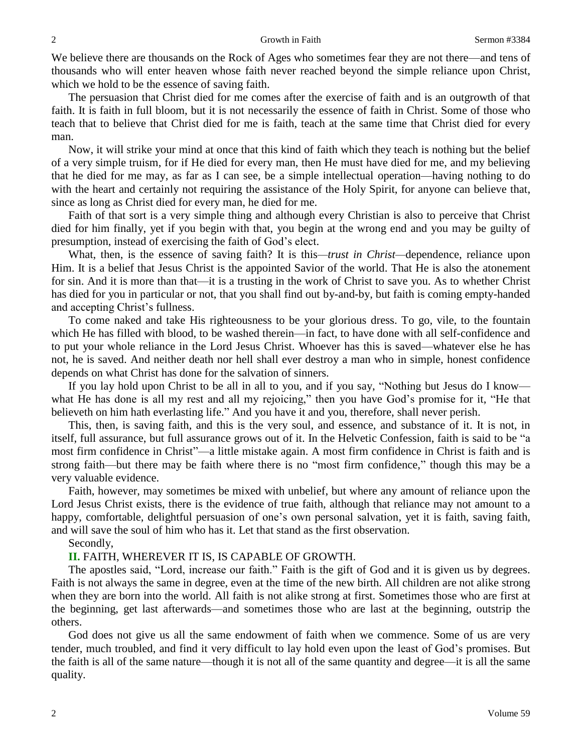We believe there are thousands on the Rock of Ages who sometimes fear they are not there—and tens of thousands who will enter heaven whose faith never reached beyond the simple reliance upon Christ, which we hold to be the essence of saving faith.

The persuasion that Christ died for me comes after the exercise of faith and is an outgrowth of that faith. It is faith in full bloom, but it is not necessarily the essence of faith in Christ. Some of those who teach that to believe that Christ died for me is faith, teach at the same time that Christ died for every man.

Now, it will strike your mind at once that this kind of faith which they teach is nothing but the belief of a very simple truism, for if He died for every man, then He must have died for me, and my believing that he died for me may, as far as I can see, be a simple intellectual operation—having nothing to do with the heart and certainly not requiring the assistance of the Holy Spirit, for anyone can believe that, since as long as Christ died for every man, he died for me.

Faith of that sort is a very simple thing and although every Christian is also to perceive that Christ died for him finally, yet if you begin with that, you begin at the wrong end and you may be guilty of presumption, instead of exercising the faith of God's elect.

What, then, is the essence of saving faith? It is this—*trust in Christ*—dependence, reliance upon Him. It is a belief that Jesus Christ is the appointed Savior of the world. That He is also the atonement for sin. And it is more than that—it is a trusting in the work of Christ to save you. As to whether Christ has died for you in particular or not, that you shall find out by-and-by, but faith is coming empty-handed and accepting Christ's fullness.

To come naked and take His righteousness to be your glorious dress. To go, vile, to the fountain which He has filled with blood, to be washed therein—in fact, to have done with all self-confidence and to put your whole reliance in the Lord Jesus Christ. Whoever has this is saved—whatever else he has not, he is saved. And neither death nor hell shall ever destroy a man who in simple, honest confidence depends on what Christ has done for the salvation of sinners.

If you lay hold upon Christ to be all in all to you, and if you say, "Nothing but Jesus do I know—what He has done is all my rest and all my rejoicing," then you have God's promise for it, "He that believeth on him hath everlasting life." And you have it and you, therefore, shall never perish.

This, then, is saving faith, and this is the very soul, and essence, and substance of it. It is not, in itself, full assurance, but full assurance grows out of it. In the Helvetic Confession, faith is said to be "a most firm confidence in Christ"—a little mistake again. A most firm confidence in Christ is faith and is strong faith—but there may be faith where there is no "most firm confidence," though this may be a very valuable evidence.

Faith, however, may sometimes be mixed with unbelief, but where any amount of reliance upon the Lord Jesus Christ exists, there is the evidence of true faith, although that reliance may not amount to a happy, comfortable, delightful persuasion of one's own personal salvation, yet it is faith, saving faith, and will save the soul of him who has it. Let that stand as the first observation.

Secondly,

**II.** FAITH, WHEREVER IT IS, IS CAPABLE OF GROWTH.

The apostles said, "Lord, increase our faith." Faith is the gift of God and it is given us by degrees. Faith is not always the same in degree, even at the time of the new birth. All children are not alike strong when they are born into the world. All faith is not alike strong at first. Sometimes those who are first at the beginning, get last afterwards—and sometimes those who are last at the beginning, outstrip the others.

God does not give us all the same endowment of faith when we commence. Some of us are very tender, much troubled, and find it very difficult to lay hold even upon the least of God's promises. But the faith is all of the same nature—though it is not all of the same quantity and degree—it is all the same quality.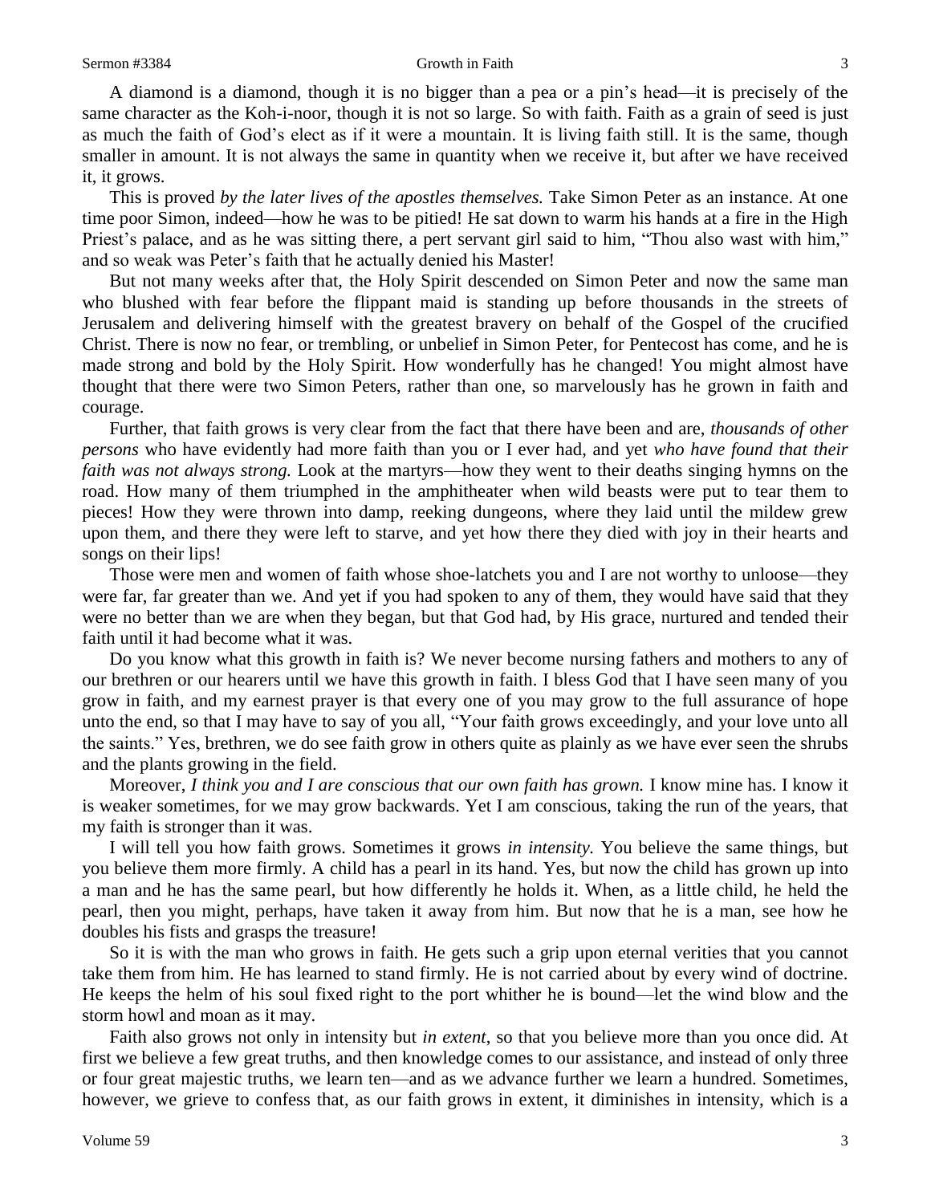A diamond is a diamond, though it is no bigger than a pea or a pin's head—it is precisely of the same character as the Koh-i-noor, though it is not so large. So with faith. Faith as a grain of seed is just as much the faith of God's elect as if it were a mountain. It is living faith still. It is the same, though smaller in amount. It is not always the same in quantity when we receive it, but after we have received it, it grows.

This is proved *by the later lives of the apostles themselves.* Take Simon Peter as an instance. At one time poor Simon, indeed—how he was to be pitied! He sat down to warm his hands at a fire in the High Priest's palace, and as he was sitting there, a pert servant girl said to him, "Thou also wast with him," and so weak was Peter's faith that he actually denied his Master!

But not many weeks after that, the Holy Spirit descended on Simon Peter and now the same man who blushed with fear before the flippant maid is standing up before thousands in the streets of Jerusalem and delivering himself with the greatest bravery on behalf of the Gospel of the crucified Christ. There is now no fear, or trembling, or unbelief in Simon Peter, for Pentecost has come, and he is made strong and bold by the Holy Spirit. How wonderfully has he changed! You might almost have thought that there were two Simon Peters, rather than one, so marvelously has he grown in faith and courage.

Further, that faith grows is very clear from the fact that there have been and are, *thousands of other persons* who have evidently had more faith than you or I ever had, and yet *who have found that their faith was not always strong.* Look at the martyrs—how they went to their deaths singing hymns on the road. How many of them triumphed in the amphitheater when wild beasts were put to tear them to pieces! How they were thrown into damp, reeking dungeons, where they laid until the mildew grew upon them, and there they were left to starve, and yet how there they died with joy in their hearts and songs on their lips!

Those were men and women of faith whose shoe-latchets you and I are not worthy to unloose—they were far, far greater than we. And yet if you had spoken to any of them, they would have said that they were no better than we are when they began, but that God had, by His grace, nurtured and tended their faith until it had become what it was.

Do you know what this growth in faith is? We never become nursing fathers and mothers to any of our brethren or our hearers until we have this growth in faith. I bless God that I have seen many of you grow in faith, and my earnest prayer is that every one of you may grow to the full assurance of hope unto the end, so that I may have to say of you all, "Your faith grows exceedingly, and your love unto all the saints." Yes, brethren, we do see faith grow in others quite as plainly as we have ever seen the shrubs and the plants growing in the field.

Moreover, *I think you and I are conscious that our own faith has grown.* I know mine has. I know it is weaker sometimes, for we may grow backwards. Yet I am conscious, taking the run of the years, that my faith is stronger than it was.

I will tell you how faith grows. Sometimes it grows *in intensity.* You believe the same things, but you believe them more firmly. A child has a pearl in its hand. Yes, but now the child has grown up into a man and he has the same pearl, but how differently he holds it. When, as a little child, he held the pearl, then you might, perhaps, have taken it away from him. But now that he is a man, see how he doubles his fists and grasps the treasure!

So it is with the man who grows in faith. He gets such a grip upon eternal verities that you cannot take them from him. He has learned to stand firmly. He is not carried about by every wind of doctrine. He keeps the helm of his soul fixed right to the port whither he is bound—let the wind blow and the storm howl and moan as it may.

Faith also grows not only in intensity but *in extent*, so that you believe more than you once did. At first we believe a few great truths, and then knowledge comes to our assistance, and instead of only three or four great majestic truths, we learn ten—and as we advance further we learn a hundred. Sometimes, however, we grieve to confess that, as our faith grows in extent, it diminishes in intensity, which is a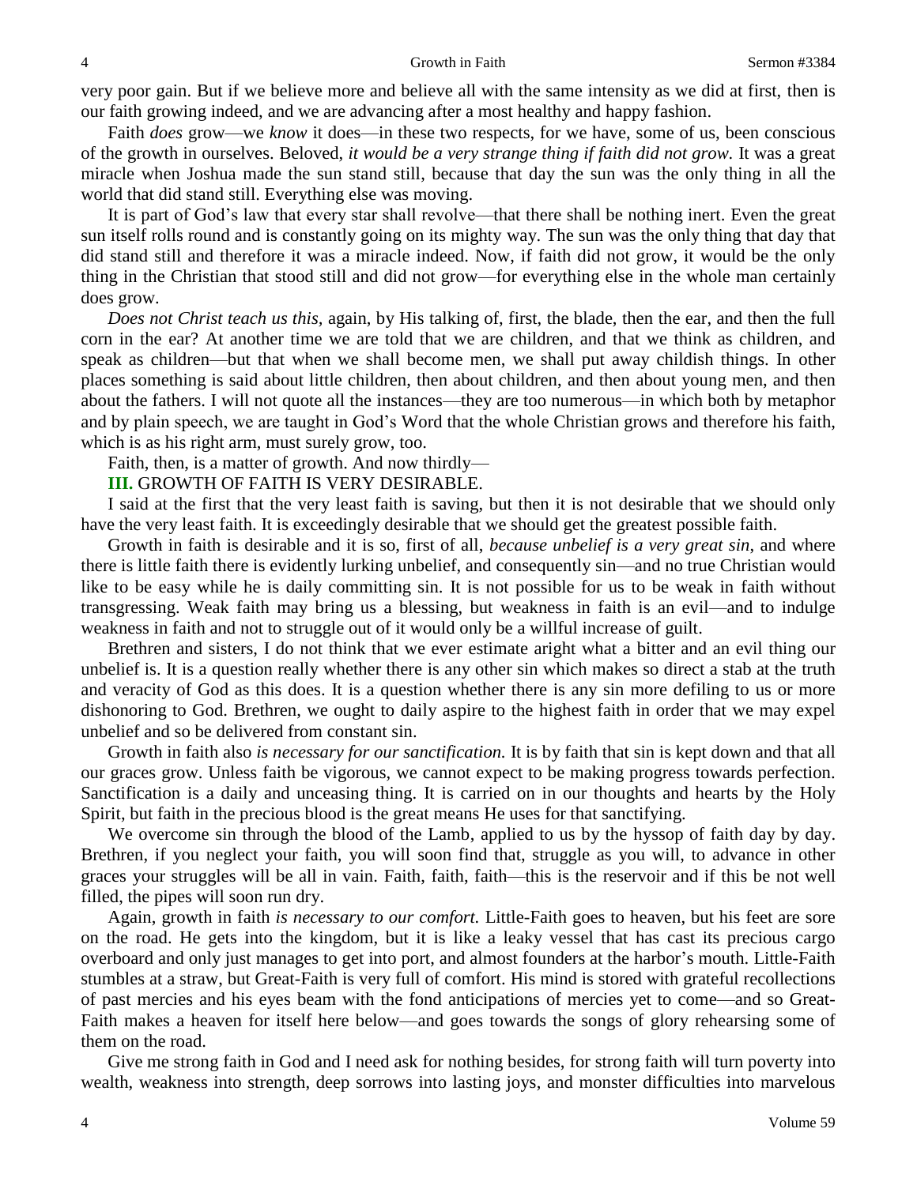very poor gain. But if we believe more and believe all with the same intensity as we did at first, then is our faith growing indeed, and we are advancing after a most healthy and happy fashion.

Faith *does* grow—we *know* it does—in these two respects, for we have, some of us, been conscious of the growth in ourselves. Beloved, *it would be a very strange thing if faith did not grow.* It was a great miracle when Joshua made the sun stand still, because that day the sun was the only thing in all the world that did stand still. Everything else was moving.

It is part of God's law that every star shall revolve—that there shall be nothing inert. Even the great sun itself rolls round and is constantly going on its mighty way. The sun was the only thing that day that did stand still and therefore it was a miracle indeed. Now, if faith did not grow, it would be the only thing in the Christian that stood still and did not grow—for everything else in the whole man certainly does grow.

*Does not Christ teach us this,* again, by His talking of, first, the blade, then the ear, and then the full corn in the ear? At another time we are told that we are children, and that we think as children, and speak as children—but that when we shall become men, we shall put away childish things. In other places something is said about little children, then about children, and then about young men, and then about the fathers. I will not quote all the instances—they are too numerous—in which both by metaphor and by plain speech, we are taught in God's Word that the whole Christian grows and therefore his faith, which is as his right arm, must surely grow, too.

Faith, then, is a matter of growth. And now thirdly—

**III.** GROWTH OF FAITH IS VERY DESIRABLE.

I said at the first that the very least faith is saving, but then it is not desirable that we should only have the very least faith. It is exceedingly desirable that we should get the greatest possible faith.

Growth in faith is desirable and it is so, first of all, *because unbelief is a very great sin,* and where there is little faith there is evidently lurking unbelief, and consequently sin—and no true Christian would like to be easy while he is daily committing sin. It is not possible for us to be weak in faith without transgressing. Weak faith may bring us a blessing, but weakness in faith is an evil—and to indulge weakness in faith and not to struggle out of it would only be a willful increase of guilt.

Brethren and sisters, I do not think that we ever estimate aright what a bitter and an evil thing our unbelief is. It is a question really whether there is any other sin which makes so direct a stab at the truth and veracity of God as this does. It is a question whether there is any sin more defiling to us or more dishonoring to God. Brethren, we ought to daily aspire to the highest faith in order that we may expel unbelief and so be delivered from constant sin.

Growth in faith also *is necessary for our sanctification.* It is by faith that sin is kept down and that all our graces grow. Unless faith be vigorous, we cannot expect to be making progress towards perfection. Sanctification is a daily and unceasing thing. It is carried on in our thoughts and hearts by the Holy Spirit, but faith in the precious blood is the great means He uses for that sanctifying.

We overcome sin through the blood of the Lamb, applied to us by the hyssop of faith day by day. Brethren, if you neglect your faith, you will soon find that, struggle as you will, to advance in other graces your struggles will be all in vain. Faith, faith, faith—this is the reservoir and if this be not well filled, the pipes will soon run dry.

Again, growth in faith *is necessary to our comfort.* Little-Faith goes to heaven, but his feet are sore on the road. He gets into the kingdom, but it is like a leaky vessel that has cast its precious cargo overboard and only just manages to get into port, and almost founders at the harbor's mouth. Little-Faith stumbles at a straw, but Great-Faith is very full of comfort. His mind is stored with grateful recollections of past mercies and his eyes beam with the fond anticipations of mercies yet to come—and so Great-Faith makes a heaven for itself here below—and goes towards the songs of glory rehearsing some of them on the road.

Give me strong faith in God and I need ask for nothing besides, for strong faith will turn poverty into wealth, weakness into strength, deep sorrows into lasting joys, and monster difficulties into marvelous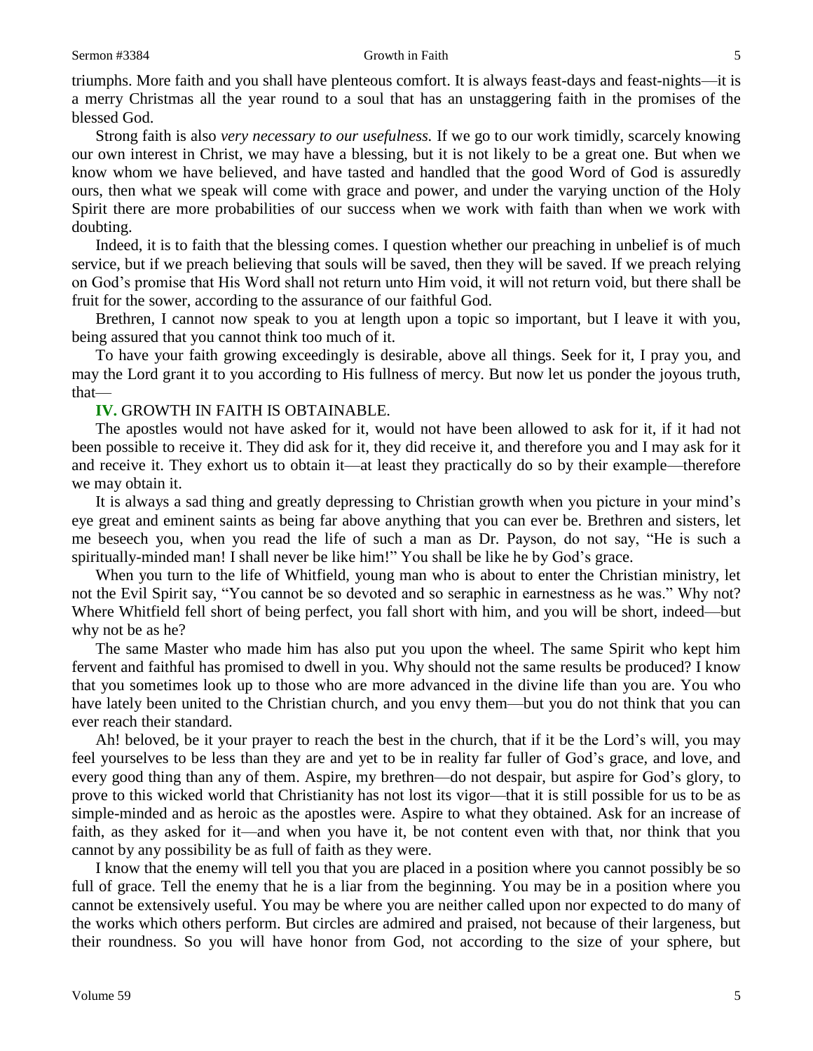triumphs. More faith and you shall have plenteous comfort. It is always feast-days and feast-nights—it is a merry Christmas all the year round to a soul that has an unstaggering faith in the promises of the blessed God.

Strong faith is also *very necessary to our usefulness.* If we go to our work timidly, scarcely knowing our own interest in Christ, we may have a blessing, but it is not likely to be a great one. But when we know whom we have believed, and have tasted and handled that the good Word of God is assuredly ours, then what we speak will come with grace and power, and under the varying unction of the Holy Spirit there are more probabilities of our success when we work with faith than when we work with doubting.

Indeed, it is to faith that the blessing comes. I question whether our preaching in unbelief is of much service, but if we preach believing that souls will be saved, then they will be saved. If we preach relying on God's promise that His Word shall not return unto Him void, it will not return void, but there shall be fruit for the sower, according to the assurance of our faithful God.

Brethren, I cannot now speak to you at length upon a topic so important, but I leave it with you, being assured that you cannot think too much of it.

To have your faith growing exceedingly is desirable, above all things. Seek for it, I pray you, and may the Lord grant it to you according to His fullness of mercy. But now let us ponder the joyous truth, that—

**IV.** GROWTH IN FAITH IS OBTAINABLE.

The apostles would not have asked for it, would not have been allowed to ask for it, if it had not been possible to receive it. They did ask for it, they did receive it, and therefore you and I may ask for it and receive it. They exhort us to obtain it—at least they practically do so by their example—therefore we may obtain it.

It is always a sad thing and greatly depressing to Christian growth when you picture in your mind's eye great and eminent saints as being far above anything that you can ever be. Brethren and sisters, let me beseech you, when you read the life of such a man as Dr. Payson, do not say, "He is such a spiritually-minded man! I shall never be like him!" You shall be like he by God's grace.

When you turn to the life of Whitfield, young man who is about to enter the Christian ministry, let not the Evil Spirit say, "You cannot be so devoted and so seraphic in earnestness as he was." Why not? Where Whitfield fell short of being perfect, you fall short with him, and you will be short, indeed—but why not be as he?

The same Master who made him has also put you upon the wheel. The same Spirit who kept him fervent and faithful has promised to dwell in you. Why should not the same results be produced? I know that you sometimes look up to those who are more advanced in the divine life than you are. You who have lately been united to the Christian church, and you envy them—but you do not think that you can ever reach their standard.

Ah! beloved, be it your prayer to reach the best in the church, that if it be the Lord's will, you may feel yourselves to be less than they are and yet to be in reality far fuller of God's grace, and love, and every good thing than any of them. Aspire, my brethren—do not despair, but aspire for God's glory, to prove to this wicked world that Christianity has not lost its vigor—that it is still possible for us to be as simple-minded and as heroic as the apostles were. Aspire to what they obtained. Ask for an increase of faith, as they asked for it—and when you have it, be not content even with that, nor think that you cannot by any possibility be as full of faith as they were.

I know that the enemy will tell you that you are placed in a position where you cannot possibly be so full of grace. Tell the enemy that he is a liar from the beginning. You may be in a position where you cannot be extensively useful. You may be where you are neither called upon nor expected to do many of the works which others perform. But circles are admired and praised, not because of their largeness, but their roundness. So you will have honor from God, not according to the size of your sphere, but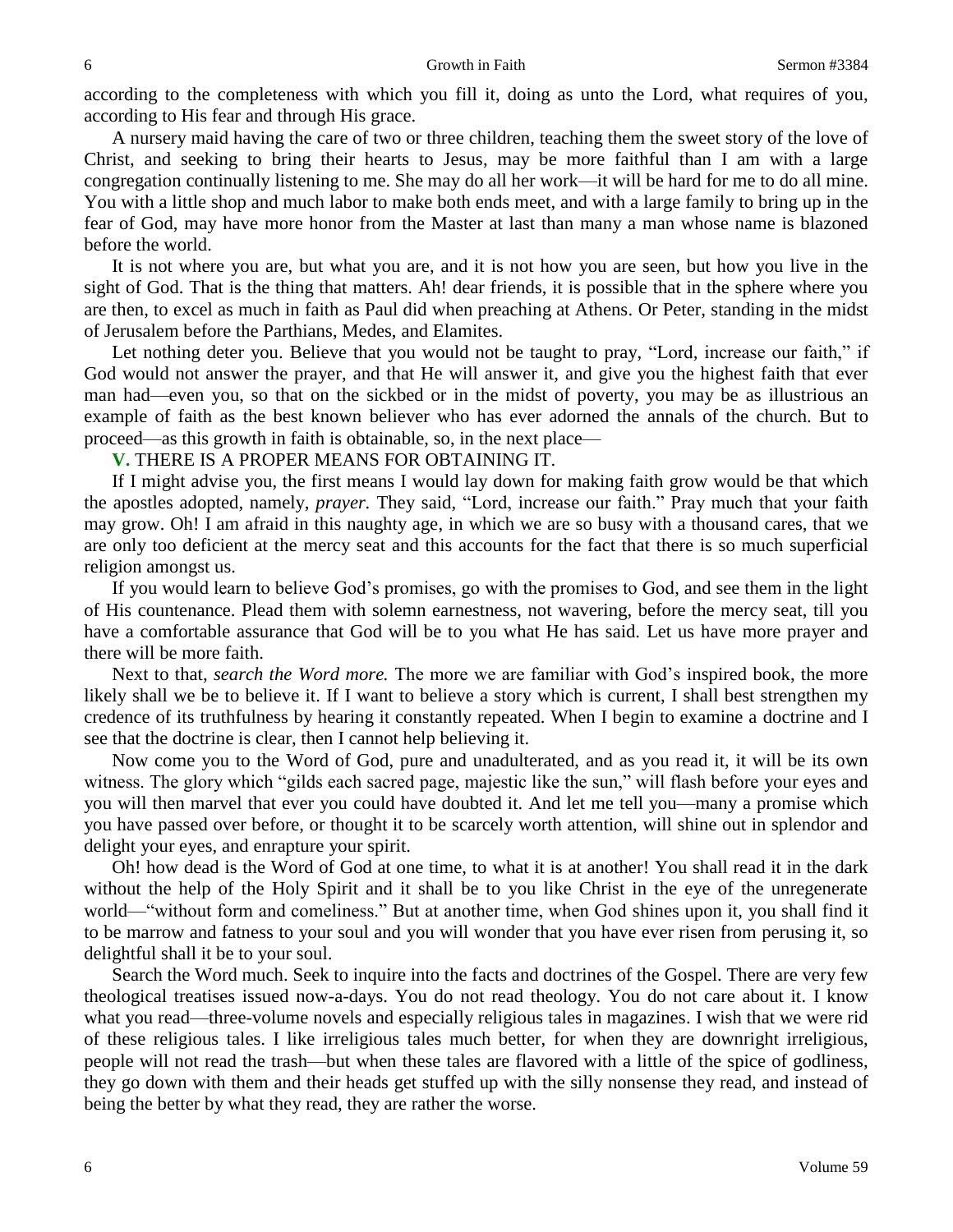according to the completeness with which you fill it, doing as unto the Lord, what requires of you, according to His fear and through His grace.

A nursery maid having the care of two or three children, teaching them the sweet story of the love of Christ, and seeking to bring their hearts to Jesus, may be more faithful than I am with a large congregation continually listening to me. She may do all her work—it will be hard for me to do all mine. You with a little shop and much labor to make both ends meet, and with a large family to bring up in the fear of God, may have more honor from the Master at last than many a man whose name is blazoned before the world.

It is not where you are, but what you are, and it is not how you are seen, but how you live in the sight of God. That is the thing that matters. Ah! dear friends, it is possible that in the sphere where you are then, to excel as much in faith as Paul did when preaching at Athens. Or Peter, standing in the midst of Jerusalem before the Parthians, Medes, and Elamites.

Let nothing deter you. Believe that you would not be taught to pray, "Lord, increase our faith," if God would not answer the prayer, and that He will answer it, and give you the highest faith that ever man had—even you, so that on the sickbed or in the midst of poverty, you may be as illustrious an example of faith as the best known believer who has ever adorned the annals of the church. But to proceed—as this growth in faith is obtainable, so, in the next place—

**V.** THERE IS A PROPER MEANS FOR OBTAINING IT.

If I might advise you, the first means I would lay down for making faith grow would be that which the apostles adopted, namely, *prayer.* They said, "Lord, increase our faith." Pray much that your faith may grow. Oh! I am afraid in this naughty age, in which we are so busy with a thousand cares, that we are only too deficient at the mercy seat and this accounts for the fact that there is so much superficial religion amongst us.

If you would learn to believe God's promises, go with the promises to God, and see them in the light of His countenance. Plead them with solemn earnestness, not wavering, before the mercy seat, till you have a comfortable assurance that God will be to you what He has said. Let us have more prayer and there will be more faith.

Next to that, *search the Word more.* The more we are familiar with God's inspired book, the more likely shall we be to believe it. If I want to believe a story which is current, I shall best strengthen my credence of its truthfulness by hearing it constantly repeated. When I begin to examine a doctrine and I see that the doctrine is clear, then I cannot help believing it.

Now come you to the Word of God, pure and unadulterated, and as you read it, it will be its own witness. The glory which "gilds each sacred page, majestic like the sun," will flash before your eyes and you will then marvel that ever you could have doubted it. And let me tell you—many a promise which you have passed over before, or thought it to be scarcely worth attention, will shine out in splendor and delight your eyes, and enrapture your spirit.

Oh! how dead is the Word of God at one time, to what it is at another! You shall read it in the dark without the help of the Holy Spirit and it shall be to you like Christ in the eye of the unregenerate world—"without form and comeliness." But at another time, when God shines upon it, you shall find it to be marrow and fatness to your soul and you will wonder that you have ever risen from perusing it, so delightful shall it be to your soul.

Search the Word much. Seek to inquire into the facts and doctrines of the Gospel. There are very few theological treatises issued now-a-days. You do not read theology. You do not care about it. I know what you read—three-volume novels and especially religious tales in magazines. I wish that we were rid of these religious tales. I like irreligious tales much better, for when they are downright irreligious, people will not read the trash—but when these tales are flavored with a little of the spice of godliness, they go down with them and their heads get stuffed up with the silly nonsense they read, and instead of being the better by what they read, they are rather the worse.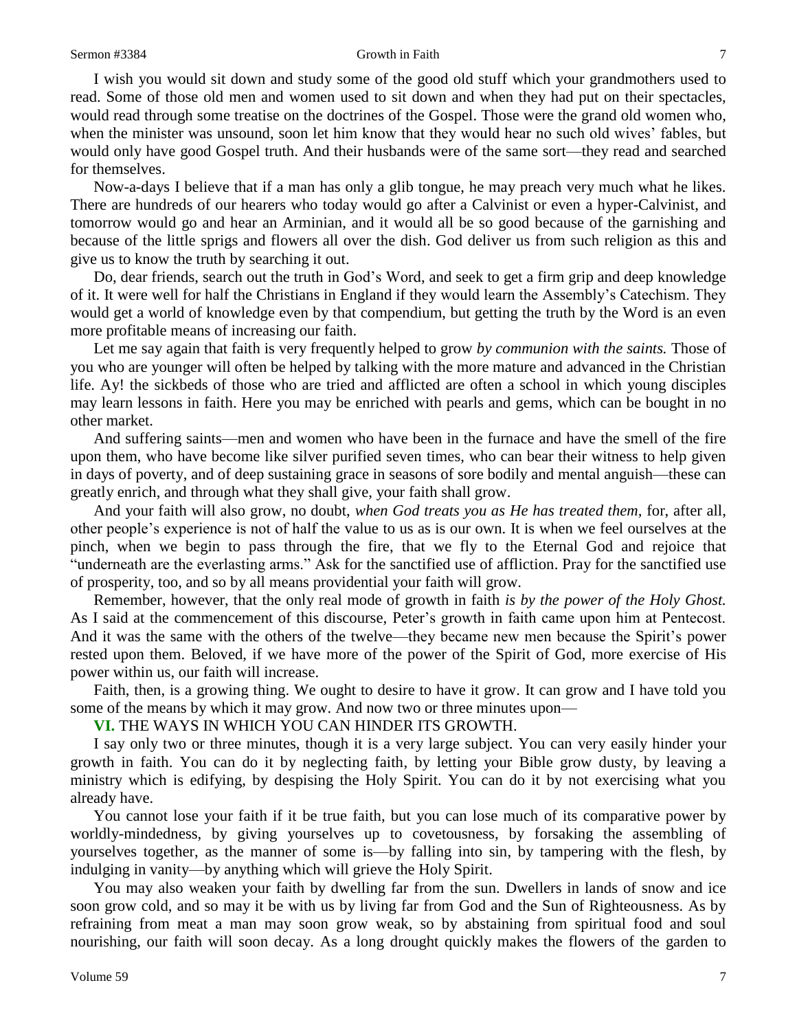I wish you would sit down and study some of the good old stuff which your grandmothers used to read. Some of those old men and women used to sit down and when they had put on their spectacles, would read through some treatise on the doctrines of the Gospel. Those were the grand old women who, when the minister was unsound, soon let him know that they would hear no such old wives' fables, but would only have good Gospel truth. And their husbands were of the same sort—they read and searched for themselves.

Now-a-days I believe that if a man has only a glib tongue, he may preach very much what he likes. There are hundreds of our hearers who today would go after a Calvinist or even a hyper-Calvinist, and tomorrow would go and hear an Arminian, and it would all be so good because of the garnishing and because of the little sprigs and flowers all over the dish. God deliver us from such religion as this and give us to know the truth by searching it out.

Do, dear friends, search out the truth in God's Word, and seek to get a firm grip and deep knowledge of it. It were well for half the Christians in England if they would learn the Assembly's Catechism. They would get a world of knowledge even by that compendium, but getting the truth by the Word is an even more profitable means of increasing our faith.

Let me say again that faith is very frequently helped to grow *by communion with the saints.* Those of you who are younger will often be helped by talking with the more mature and advanced in the Christian life. Ay! the sickbeds of those who are tried and afflicted are often a school in which young disciples may learn lessons in faith. Here you may be enriched with pearls and gems, which can be bought in no other market.

And suffering saints—men and women who have been in the furnace and have the smell of the fire upon them, who have become like silver purified seven times, who can bear their witness to help given in days of poverty, and of deep sustaining grace in seasons of sore bodily and mental anguish—these can greatly enrich, and through what they shall give, your faith shall grow.

And your faith will also grow, no doubt, *when God treats you as He has treated them,* for, after all, other people's experience is not of half the value to us as is our own. It is when we feel ourselves at the pinch, when we begin to pass through the fire, that we fly to the Eternal God and rejoice that "underneath are the everlasting arms." Ask for the sanctified use of affliction. Pray for the sanctified use of prosperity, too, and so by all means providential your faith will grow.

Remember, however, that the only real mode of growth in faith *is by the power of the Holy Ghost.* As I said at the commencement of this discourse, Peter's growth in faith came upon him at Pentecost. And it was the same with the others of the twelve—they became new men because the Spirit's power rested upon them. Beloved, if we have more of the power of the Spirit of God, more exercise of His power within us, our faith will increase.

Faith, then, is a growing thing. We ought to desire to have it grow. It can grow and I have told you some of the means by which it may grow. And now two or three minutes upon—

**VI.** THE WAYS IN WHICH YOU CAN HINDER ITS GROWTH.

I say only two or three minutes, though it is a very large subject. You can very easily hinder your growth in faith. You can do it by neglecting faith, by letting your Bible grow dusty, by leaving a ministry which is edifying, by despising the Holy Spirit. You can do it by not exercising what you already have.

You cannot lose your faith if it be true faith, but you can lose much of its comparative power by worldly-mindedness, by giving yourselves up to covetousness, by forsaking the assembling of yourselves together, as the manner of some is—by falling into sin, by tampering with the flesh, by indulging in vanity—by anything which will grieve the Holy Spirit.

You may also weaken your faith by dwelling far from the sun. Dwellers in lands of snow and ice soon grow cold, and so may it be with us by living far from God and the Sun of Righteousness. As by refraining from meat a man may soon grow weak, so by abstaining from spiritual food and soul nourishing, our faith will soon decay. As a long drought quickly makes the flowers of the garden to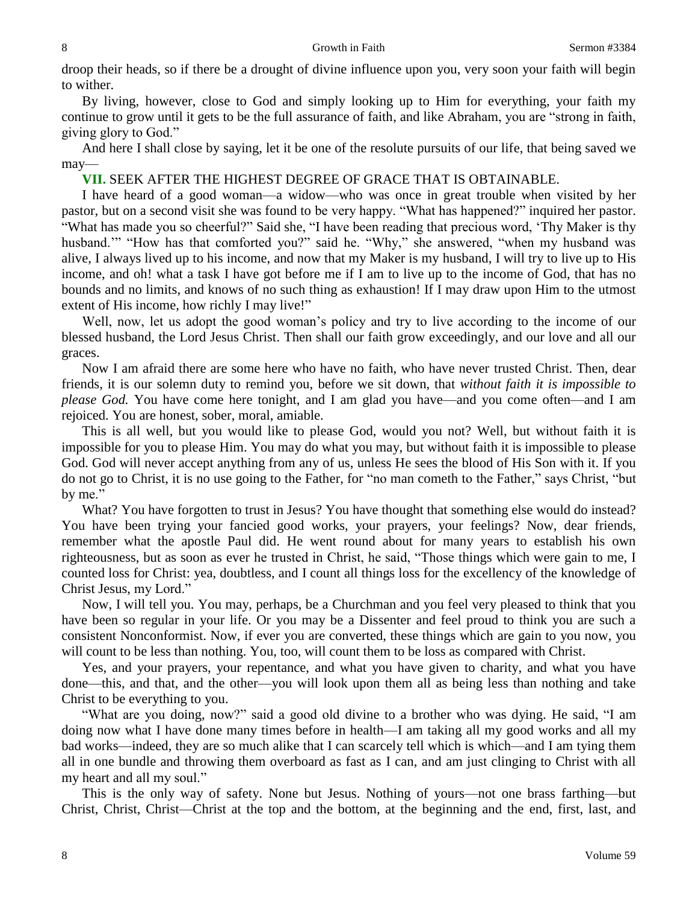droop their heads, so if there be a drought of divine influence upon you, very soon your faith will begin to wither.

By living, however, close to God and simply looking up to Him for everything, your faith my continue to grow until it gets to be the full assurance of faith, and like Abraham, you are "strong in faith, giving glory to God."

And here I shall close by saying, let it be one of the resolute pursuits of our life, that being saved we may—

**VII.** SEEK AFTER THE HIGHEST DEGREE OF GRACE THAT IS OBTAINABLE.

I have heard of a good woman—a widow—who was once in great trouble when visited by her pastor, but on a second visit she was found to be very happy. "What has happened?" inquired her pastor. "What has made you so cheerful?" Said she, "I have been reading that precious word, 'Thy Maker is thy husband.'" "How has that comforted you?" said he. "Why," she answered, "when my husband was alive, I always lived up to his income, and now that my Maker is my husband, I will try to live up to His income, and oh! what a task I have got before me if I am to live up to the income of God, that has no bounds and no limits, and knows of no such thing as exhaustion! If I may draw upon Him to the utmost extent of His income, how richly I may live!"

Well, now, let us adopt the good woman's policy and try to live according to the income of our blessed husband, the Lord Jesus Christ. Then shall our faith grow exceedingly, and our love and all our graces.

Now I am afraid there are some here who have no faith, who have never trusted Christ. Then, dear friends, it is our solemn duty to remind you, before we sit down, that *without faith it is impossible to please God.* You have come here tonight, and I am glad you have—and you come often—and I am rejoiced. You are honest, sober, moral, amiable.

This is all well, but you would like to please God, would you not? Well, but without faith it is impossible for you to please Him. You may do what you may, but without faith it is impossible to please God. God will never accept anything from any of us, unless He sees the blood of His Son with it. If you do not go to Christ, it is no use going to the Father, for "no man cometh to the Father," says Christ, "but by me."

What? You have forgotten to trust in Jesus? You have thought that something else would do instead? You have been trying your fancied good works, your prayers, your feelings? Now, dear friends, remember what the apostle Paul did. He went round about for many years to establish his own righteousness, but as soon as ever he trusted in Christ, he said, "Those things which were gain to me, I counted loss for Christ: yea, doubtless, and I count all things loss for the excellency of the knowledge of Christ Jesus, my Lord."

Now, I will tell you. You may, perhaps, be a Churchman and you feel very pleased to think that you have been so regular in your life. Or you may be a Dissenter and feel proud to think you are such a consistent Nonconformist. Now, if ever you are converted, these things which are gain to you now, you will count to be less than nothing. You, too, will count them to be loss as compared with Christ.

Yes, and your prayers, your repentance, and what you have given to charity, and what you have done—this, and that, and the other—you will look upon them all as being less than nothing and take Christ to be everything to you.

"What are you doing, now?" said a good old divine to a brother who was dying. He said, "I am doing now what I have done many times before in health—I am taking all my good works and all my bad works—indeed, they are so much alike that I can scarcely tell which is which—and I am tying them all in one bundle and throwing them overboard as fast as I can, and am just clinging to Christ with all my heart and all my soul."

This is the only way of safety. None but Jesus. Nothing of yours—not one brass farthing—but Christ, Christ, Christ—Christ at the top and the bottom, at the beginning and the end, first, last, and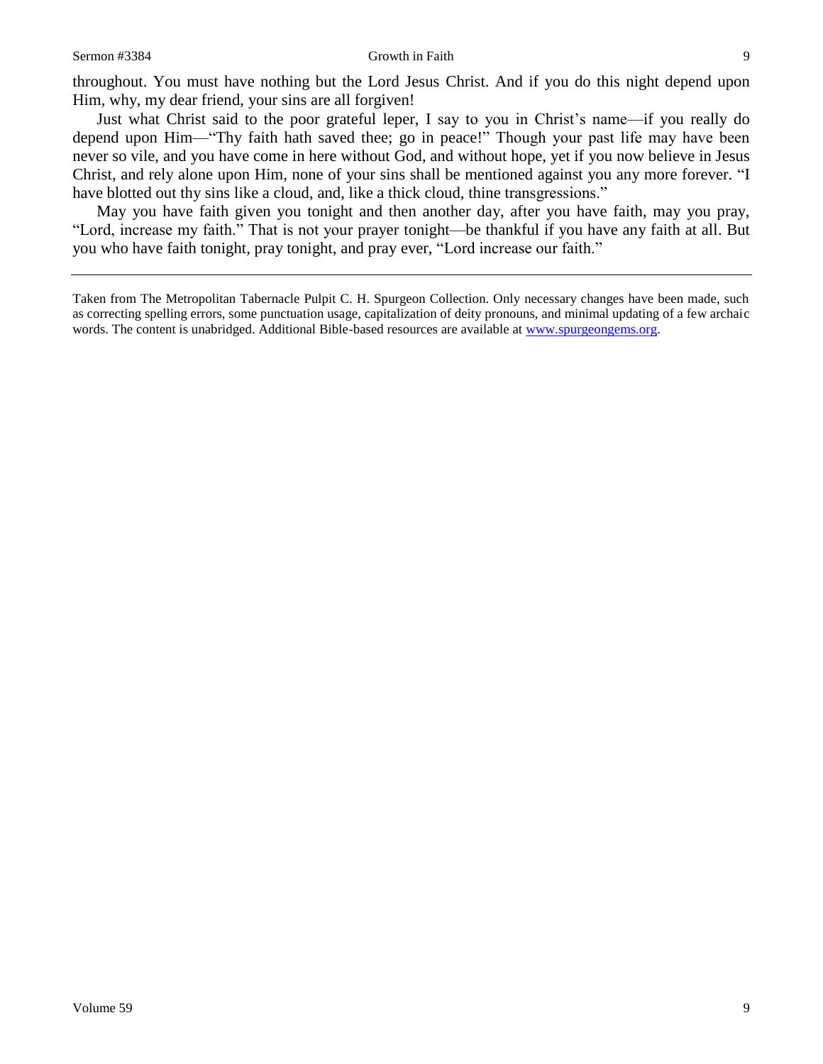throughout. You must have nothing but the Lord Jesus Christ. And if you do this night depend upon Him, why, my dear friend, your sins are all forgiven!

Just what Christ said to the poor grateful leper, I say to you in Christ's name—if you really do depend upon Him—"Thy faith hath saved thee; go in peace!" Though your past life may have been never so vile, and you have come in here without God, and without hope, yet if you now believe in Jesus Christ, and rely alone upon Him, none of your sins shall be mentioned against you any more forever. "I have blotted out thy sins like a cloud, and, like a thick cloud, thine transgressions."

May you have faith given you tonight and then another day, after you have faith, may you pray, "Lord, increase my faith." That is not your prayer tonight—be thankful if you have any faith at all. But you who have faith tonight, pray tonight, and pray ever, "Lord increase our faith."

---

Taken from The Metropolitan Tabernacle Pulpit C. H. Spurgeon Collection. Only necessary changes have been made, such as correcting spelling errors, some punctuation usage, capitalization of deity pronouns, and minimal updating of a few archaic words. The content is unabridged. Additional Bible-based resources are available at [www.spurgeongems.org](http://www.spurgeongems.org).